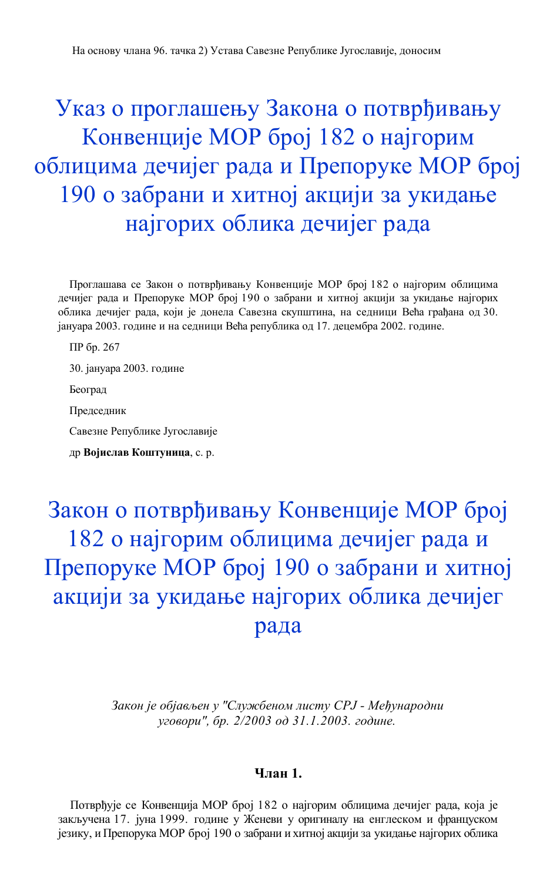На основу члана 96. тачка 2) Устава Савезне Републике Југославије, доносим

# Указ о проглашењу Закона о потврђивању Конвенције МОР број 182 о најгорим облицима дечијег рада и Препоруке МОР број 190 о забрани и хитној акцији за укидање најгорих облика дечијег рада

Проглашава се Закон о потврђивању Конвенције МОР број 182 о најгорим облицима дечијег рада и Препоруке МОР број 190 о забрани и хитној акцији за укидање најгорих облика дечијег рада, који је донела Савезна скупштина, на седници Већа грађана од 30. јануара 2003. године и на седници Већа република од 17. децембра 2002. године.

ПР бр. 267

30. јануара 2003. године

Београд

Председник

Савезне Републике Југославије

др **Војислав Коштуница**, с. р.

# Закон о потврђивању Конвенције МОР број 182 о најгорим облицима дечијег рада и Препоруке МОР број 190 о забрани и хитној акцији за укидање најгорих облика дечијег рада

*Закон је објављен у "Службеном листу СРЈ - Међународни уговори", бр. 2/2003 од 31.1.2003. године.*

### Члан 1.

Потврђује се Конвенција МОР број 182 о најгорим облицима дечијег рада, која је закључена 17. јуна 1999. године у Женеви у оригиналу на енглеском и француском језику, и Препорука МОР број 190 о забрани и хитној акцији за укидање најгорих облика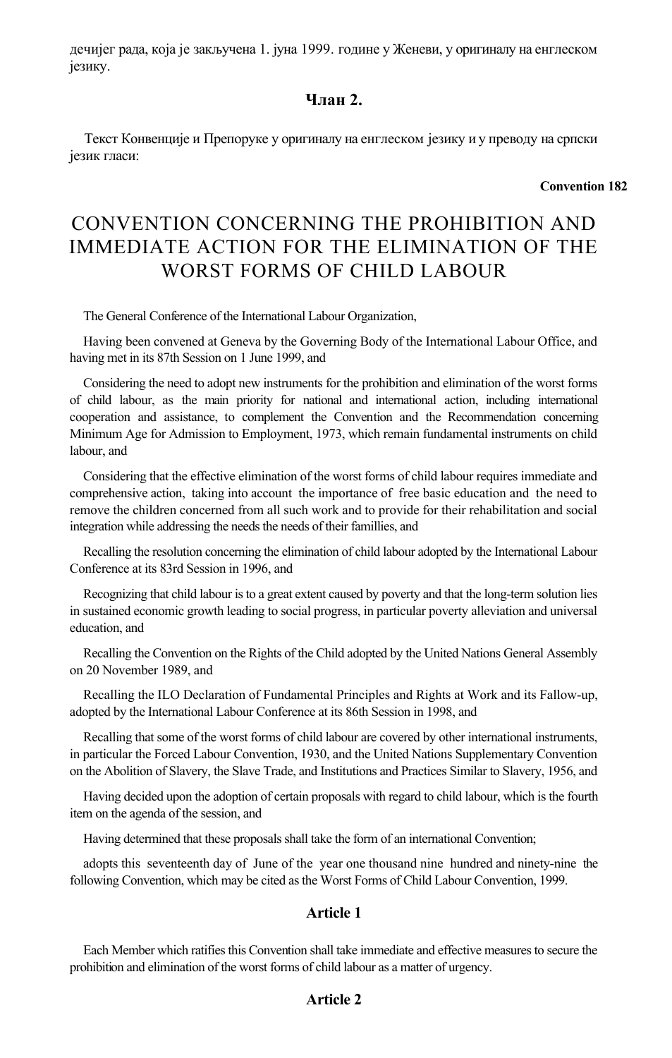дечијег рада, која је закључена 1. јуна 1999. године у Женеви, у оригиналу на енглеском језику.

### Члан 2.

Текст Конвенције и Препоруке у оригиналу на енглеском језику и у преводу на српски језик гласи:

**Convention 182**

# CONVENTION CONCERNING THE PROHIBITION AND IMMEDIATE ACTION FOR THE ELIMINATION OF THE WORST FORMS OF CHILD LABOUR

The General Conference of the International Labour Organization,

Having been convened at Geneva by the Governing Body of the International Labour Office, and having met in its 87th Session on 1 June 1999, and

Considering the need to adopt new instruments for the prohibition and elimination of the worst forms of child labour, as the main priority for national and international action, including international cooperation and assistance, to complement the Convention and the Recommendation concerning Minimum Age for Admission to Employment, 1973, which remain fundamental instruments on child labour, and

Considering that the effective elimination of the worst forms of child labour requires immediate and comprehensive action, taking into account the importance of free basic education and the need to remove the children concerned from all such work and to provide for their rehabilitation and social integration while addressing the needs the needs of their famillies, and

Recalling the resolution concerning the elimination of child labour adopted by the International Labour Conference at its 83rd Session in 1996, and

Recognizing that child labour is to a great extent caused by poverty and that the long-term solution lies in sustained economic growth leading to social progress, in particular poverty alleviation and universal education, and

Recalling the Convention on the Rights of the Child adopted by the United Nations General Assembly on 20 November 1989, and

Recalling the ILO Declaration of Fundamental Principles and Rights at Work and its Fallow-up, adopted by the International Labour Conference at its 86th Session in 1998, and

Recalling that some of the worst forms of child labour are covered by other international instruments, in particular the Forced Labour Convention, 1930, and the United Nations Supplementary Convention on the Abolition of Slavery, the Slave Trade, and Institutions and Practices Similar to Slavery, 1956, and

Having decided upon the adoption of certain proposals with regard to child labour, which is the fourth item on the agenda of the session, and

Having determined that these proposals shall take the form of an international Convention;

adopts this seventeenth day of June of the year one thousand nine hundred and ninety-nine the following Convention, which may be cited as the Worst Forms of Child Labour Convention, 1999.

### Article 1

Each Member which ratifies this Convention shall take immediate and effective measures to secure the prohibition and elimination of the worst forms of child labour as a matter of urgency.

### Article 2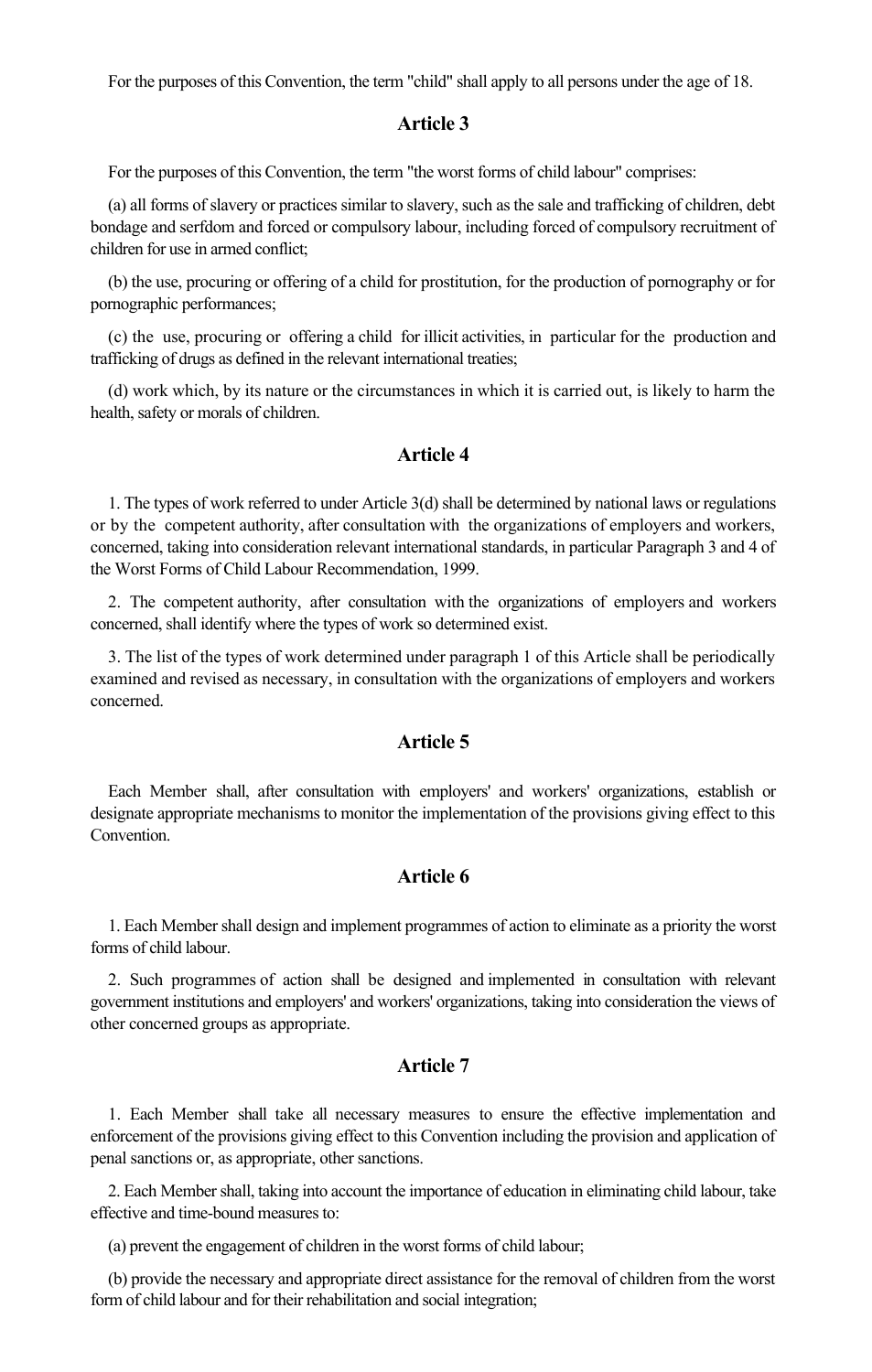For the purposes of this Convention, the term "child" shall apply to all persons under the age of 18.

## Article 3

For the purposes of this Convention, the term "the worst forms of child labour" comprises:

(a) all forms of slavery or practices similar to slavery, such as the sale and trafficking of children, debt bondage and serfdom and forced or compulsory labour, including forced of compulsory recruitment of children for use in armed conflict;

(b) the use, procuring or offering of a child for prostitution, for the production of pornography or for pornographic performances;

(c) the use, procuring or offering a child for illicit activities, in particular for the production and trafficking of drugs as defined in the relevant international treaties;

(d) work which, by its nature or the circumstances in which it is carried out, is likely to harm the health, safety or morals of children.

## Article 4

1. The types of work referred to under Article 3(d) shall be determined by national laws or regulations or by the competent authority, after consultation with the organizations of employers and workers, concerned, taking into consideration relevant international standards, in particular Paragraph 3 and 4 of the Worst Forms of Child Labour Recommendation, 1999.

2. The competent authority, after consultation with the organizations of employers and workers concerned, shall identify where the types of work so determined exist.

3. The list of the types of work determined under paragraph 1 of this Article shall be periodically examined and revised as necessary, in consultation with the organizations of employers and workers concerned.

## Article 5

Each Member shall, after consultation with employers' and workers' organizations, establish or designate appropriate mechanisms to monitor the implementation of the provisions giving effect to this Convention.

## Article 6

1. Each Member shall design and implement programmes of action to eliminate as a priority the worst forms of child labour.

2. Such programmes of action shall be designed and implemented in consultation with relevant government institutions and employers' and workers' organizations, taking into consideration the views of other concerned groups as appropriate.

## Article 7

1. Each Member shall take all necessary measures to ensure the effective implementation and enforcement of the provisions giving effect to this Convention including the provision and application of penal sanctions or, as appropriate, other sanctions.

2. Each Member shall, taking into account the importance of education in eliminating child labour, take effective and time-bound measures to:

(a) prevent the engagement of children in the worst forms of child labour;

(b) provide the necessary and appropriate direct assistance for the removal of children from the worst form of child labour and for their rehabilitation and social integration;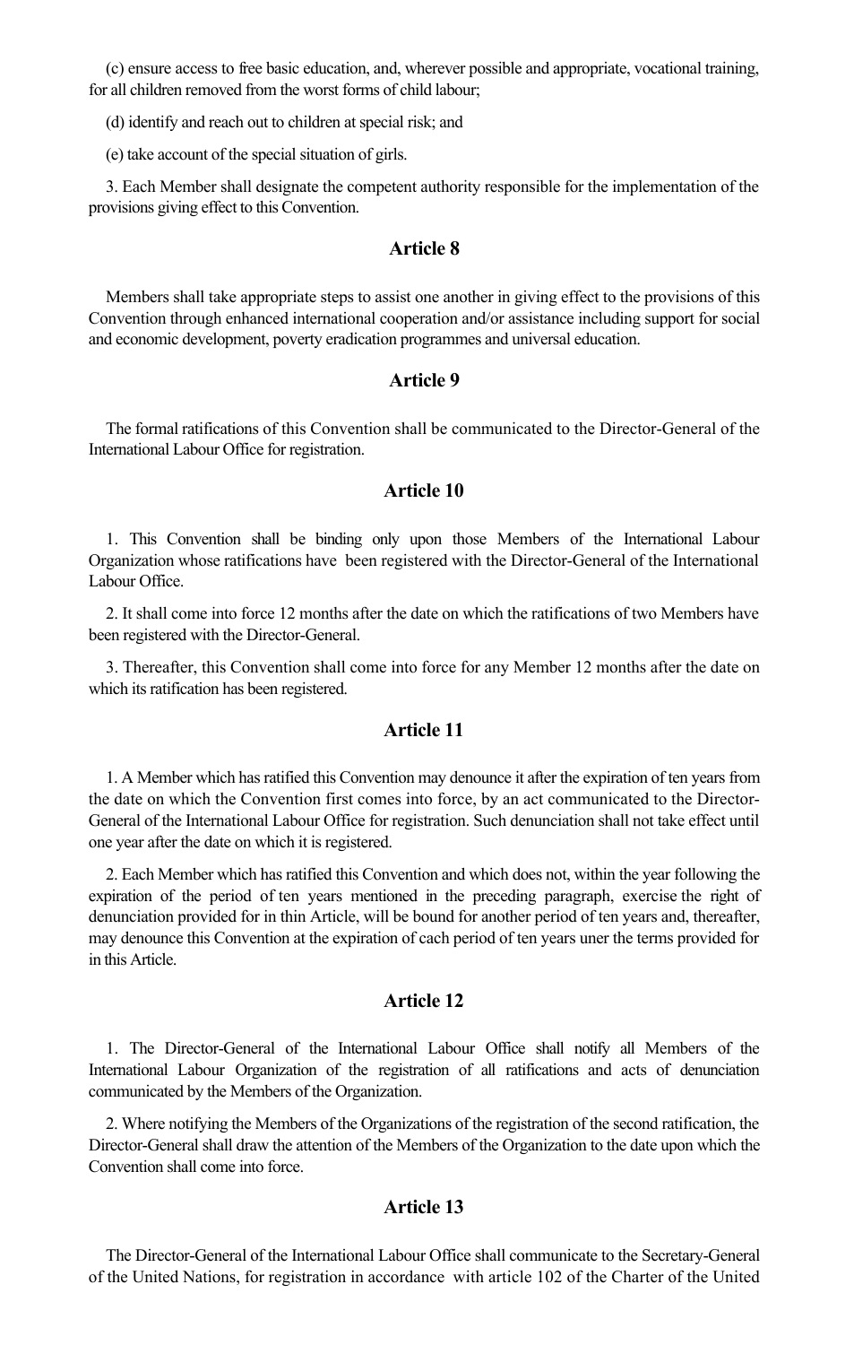(c) ensure access to free basic education, and, wherever possible and appropriate, vocational training, for all children removed from the worst forms of child labour;

(d) identify and reach out to children at special risk; and

(e) take account of the special situation of girls.

3. Each Member shall designate the competent authority responsible for the implementation of the provisions giving effect to this Convention.

### Article 8

Members shall take appropriate steps to assist one another in giving effect to the provisions of this Convention through enhanced international cooperation and/or assistance including support for social and economic development, poverty eradication programmes and universal education.

### Article 9

The formal ratifications of this Convention shall be communicated to the Director-General of the International Labour Office for registration.

### Article 10

1. This Convention shall be binding only upon those Members of the International Labour Organization whose ratifications have been registered with the Director-General of the International Labour Office.

2. It shall come into force 12 months after the date on which the ratifications of two Members have been registered with the Director-General.

3. Thereafter, this Convention shall come into force for any Member 12 months after the date on which its ratification has been registered.

### Article 11

1. A Member which has ratified this Convention may denounce it after the expiration of ten years from the date on which the Convention first comes into force, by an act communicated to the Director-General of the International Labour Office for registration. Such denunciation shall not take effect until one year after the date on which it is registered.

2. Each Member which has ratified this Convention and which does not, within the year following the expiration of the period of ten years mentioned in the preceding paragraph, exercise the right of denunciation provided for in thin Article, will be bound for another period of ten years and, thereafter, may denounce this Convention at the expiration of cach period of ten years uner the terms provided for in this Article.

### Article 12

1. The Director-General of the International Labour Office shall notify all Members of the International Labour Organization of the registration of all ratifications and acts of denunciation communicated by the Members of the Organization.

2. Where notifying the Members of the Organizations of the registration of the second ratification, the Director-General shall draw the attention of the Members of the Organization to the date upon which the Convention shall come into force.

### Article 13

The Director-General of the International Labour Office shall communicate to the Secretary-General of the United Nations, for registration in accordance with article 102 of the Charter of the United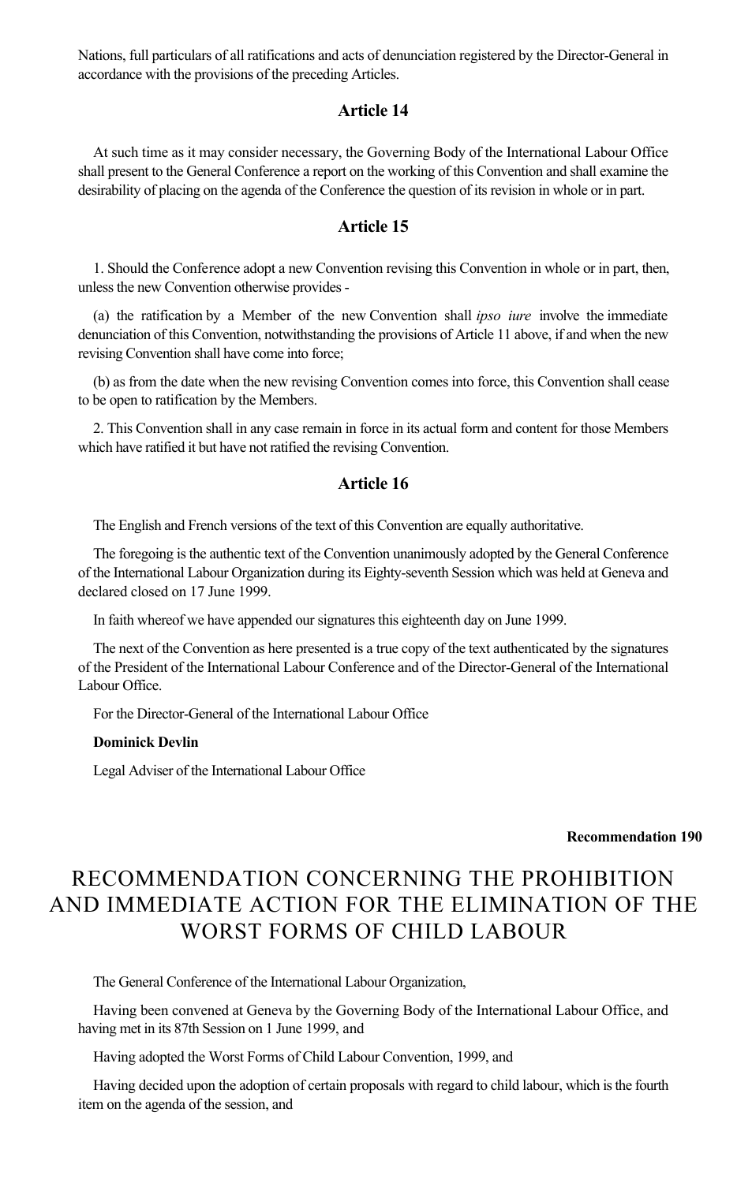Nations, full particulars of all ratifications and acts of denunciation registered by the Director-General in accordance with the provisions of the preceding Articles.

### Article 14

At such time as it may consider necessary, the Governing Body of the International Labour Office shall present to the General Conference a report on the working of this Convention and shall examine the desirability of placing on the agenda of the Conference the question of its revision in whole or in part.

### Article 15

1. Should the Conference adopt a new Convention revising this Convention in whole or in part, then, unless the new Convention otherwise provides -

(a) the ratification by a Member of the new Convention shall *ipso iure* involve the immediate denunciation of this Convention, notwithstanding the provisions of Article 11 above, if and when the new revising Convention shall have come into force;

(b) as from the date when the new revising Convention comes into force, this Convention shall cease to be open to ratification by the Members.

2. This Convention shall in any case remain in force in its actual form and content for those Members which have ratified it but have not ratified the revising Convention.

### Article 16

The English and French versions of the text of this Convention are equally authoritative.

The foregoing is the authentic text of the Convention unanimously adopted by the General Conference of the International Labour Organization during its Eighty-seventh Session which was held at Geneva and declared closed on 17 June 1999.

In faith whereof we have appended our signatures this eighteenth day on June 1999.

The next of the Convention as here presented is a true copy of the text authenticated by the signatures of the President of the International Labour Conference and of the Director-General of the International Labour Office.

For the Director-General of the International Labour Office

**Dominick Devlin**

Legal Adviser of the International Labour Office

**Recommendation 190**

# RECOMMENDATION CONCERNING THE PROHIBITION AND IMMEDIATE ACTION FOR THE ELIMINATION OF THE WORST FORMS OF CHILD LABOUR

The General Conference of the International Labour Organization,

Having been convened at Geneva by the Governing Body of the International Labour Office, and having met in its 87th Session on 1 June 1999, and

Having adopted the Worst Forms of Child Labour Convention, 1999, and

Having decided upon the adoption of certain proposals with regard to child labour, which is the fourth item on the agenda of the session, and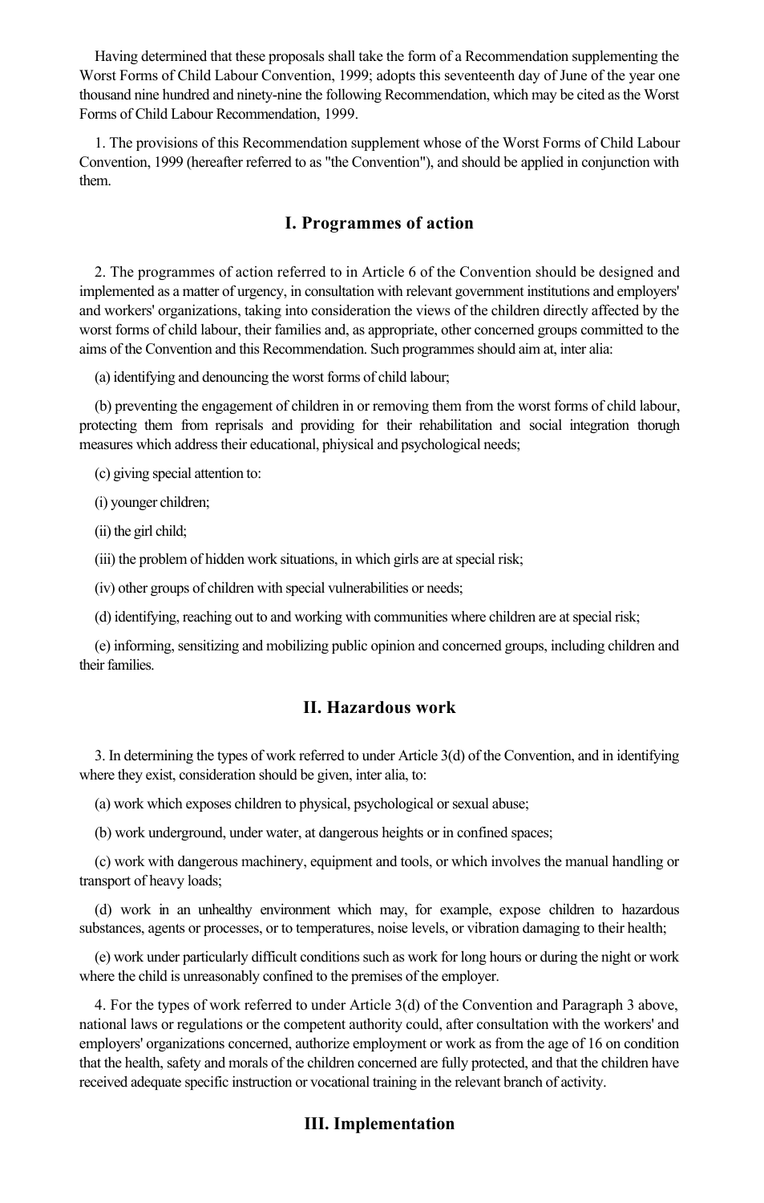Having determined that these proposals shall take the form of a Recommendation supplementing the Worst Forms of Child Labour Convention, 1999; adopts this seventeenth day of June of the year one thousand nine hundred and ninety-nine the following Recommendation, which may be cited as the Worst Forms of Child Labour Recommendation, 1999.

1. The provisions of this Recommendation supplement whose of the Worst Forms of Child Labour Convention, 1999 (hereafter referred to as "the Convention"), and should be applied in conjunction with them.

## I. Programmes of action

2. The programmes of action referred to in Article 6 of the Convention should be designed and implemented as a matter of urgency, in consultation with relevant government institutions and employers' and workers' organizations, taking into consideration the views of the children directly affected by the worst forms of child labour, their families and, as appropriate, other concerned groups committed to the aims of the Convention and this Recommendation. Such programmes should aim at, inter alia:

(a) identifying and denouncing the worst forms of child labour;

(b) preventing the engagement of children in or removing them from the worst forms of child labour, protecting them from reprisals and providing for their rehabilitation and social integration thorugh measures which address their educational, phiysical and psychological needs;

(c) giving special attention to:

(i) younger children;

(ii) the girl child;

(iii) the problem of hidden work situations, in which girls are at special risk;

(iv) other groups of children with special vulnerabilities or needs;

(d) identifying, reaching out to and working with communities where children are at special risk;

(e) informing, sensitizing and mobilizing public opinion and concerned groups, including children and their families.

## II. Hazardous work

3. In determining the types of work referred to under Article 3(d) of the Convention, and in identifying where they exist, consideration should be given, inter alia, to:

(a) work which exposes children to physical, psychological or sexual abuse;

(b) work underground, under water, at dangerous heights or in confined spaces;

(c) work with dangerous machinery, equipment and tools, or which involves the manual handling or transport of heavy loads;

(d) work in an unhealthy environment which may, for example, expose children to hazardous substances, agents or processes, or to temperatures, noise levels, or vibration damaging to their health;

(e) work under particularly difficult conditions such as work for long hours or during the night or work where the child is unreasonably confined to the premises of the employer.

4. For the types of work referred to under Article 3(d) of the Convention and Paragraph 3 above, national laws or regulations or the competent authority could, after consultation with the workers' and employers' organizations concerned, authorize employment or work as from the age of 16 on condition that the health, safety and morals of the children concerned are fully protected, and that the children have received adequate specific instruction or vocational training in the relevant branch of activity.

## III. Implementation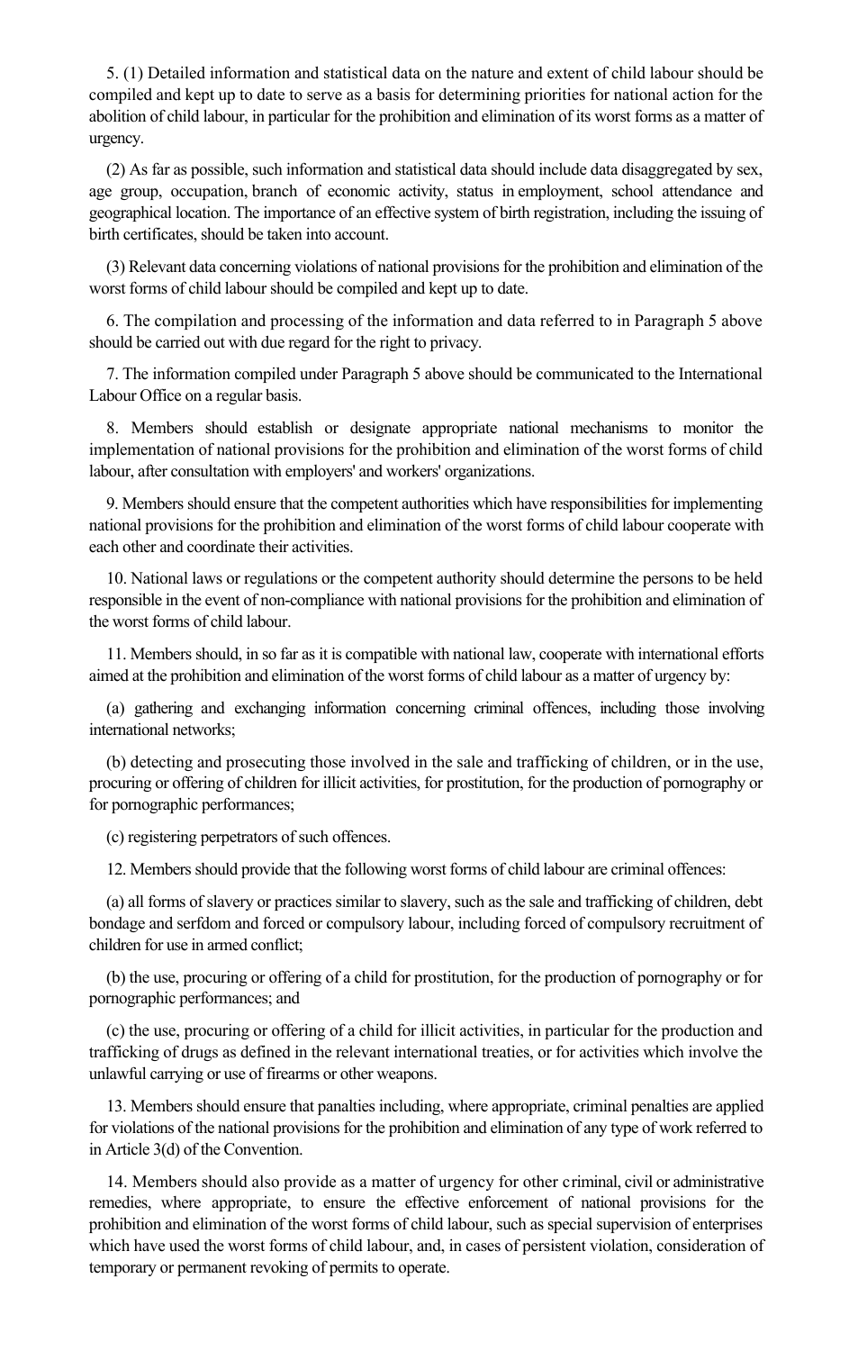5. (1) Detailed information and statistical data on the nature and extent of child labour should be compiled and kept up to date to serve as a basis for determining priorities for national action for the abolition of child labour, in particular for the prohibition and elimination of its worst forms as a matter of urgency.

(2) As far as possible, such information and statistical data should include data disaggregated by sex, age group, occupation, branch of economic activity, status in employment, school attendance and geographical location. The importance of an effective system of birth registration, including the issuing of birth certificates, should be taken into account.

(3) Relevant data concerning violations of national provisions for the prohibition and elimination of the worst forms of child labour should be compiled and kept up to date.

6. The compilation and processing of the information and data referred to in Paragraph 5 above should be carried out with due regard for the right to privacy.

7. The information compiled under Paragraph 5 above should be communicated to the International Labour Office on a regular basis.

8. Members should establish or designate appropriate national mechanisms to monitor the implementation of national provisions for the prohibition and elimination of the worst forms of child labour, after consultation with employers' and workers' organizations.

9. Members should ensure that the competent authorities which have responsibilities for implementing national provisions for the prohibition and elimination of the worst forms of child labour cooperate with each other and coordinate their activities.

10. National laws or regulations or the competent authority should determine the persons to be held responsible in the event of non-compliance with national provisions for the prohibition and elimination of the worst forms of child labour.

11. Members should, in so far as it is compatible with national law, cooperate with international efforts aimed at the prohibition and elimination of the worst forms of child labour as a matter of urgency by:

(a) gathering and exchanging information concerning criminal offences, including those involving international networks;

(b) detecting and prosecuting those involved in the sale and trafficking of children, or in the use, procuring or offering of children for illicit activities, for prostitution, for the production of pornography or for pornographic performances;

(c) registering perpetrators of such offences.

12. Members should provide that the following worst forms of child labour are criminal offences:

(a) all forms of slavery or practices similar to slavery, such as the sale and trafficking of children, debt bondage and serfdom and forced or compulsory labour, including forced of compulsory recruitment of children for use in armed conflict;

(b) the use, procuring or offering of a child for prostitution, for the production of pornography or for pornographic performances; and

(c) the use, procuring or offering of a child for illicit activities, in particular for the production and trafficking of drugs as defined in the relevant international treaties, or for activities which involve the unlawful carrying or use of firearms or other weapons.

13. Members should ensure that panalties including, where appropriate, criminal penalties are applied for violations of the national provisions for the prohibition and elimination of any type of work referred to in Article 3(d) of the Convention.

14. Members should also provide as a matter of urgency for other criminal, civil or administrative remedies, where appropriate, to ensure the effective enforcement of national provisions for the prohibition and elimination of the worst forms of child labour, such as special supervision of enterprises which have used the worst forms of child labour, and, in cases of persistent violation, consideration of temporary or permanent revoking of permits to operate.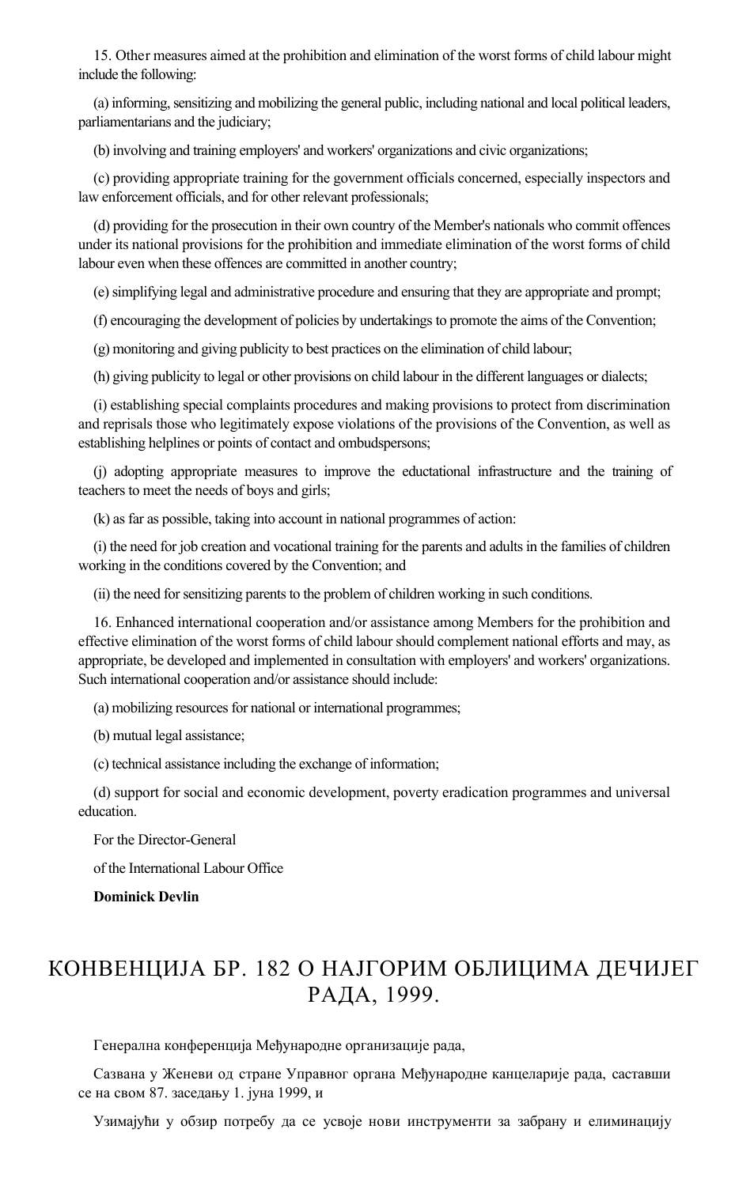15. Other measures aimed at the prohibition and elimination of the worst forms of child labour might include the following:

(a) informing, sensitizing and mobilizing the general public, including national and local political leaders, parliamentarians and the judiciary;

(b) involving and training employers' and workers' organizations and civic organizations;

(c) providing appropriate training for the government officials concerned, especially inspectors and law enforcement officials, and for other relevant professionals;

(d) providing for the prosecution in their own country of the Member's nationals who commit offences under its national provisions for the prohibition and immediate elimination of the worst forms of child labour even when these offences are committed in another country;

(e) simplifying legal and administrative procedure and ensuring that they are appropriate and prompt;

(f) encouraging the development of policies by undertakings to promote the aims of the Convention;

(g) monitoring and giving publicity to best practices on the elimination of child labour;

(h) giving publicity to legal or other provisions on child labour in the different languages or dialects;

(i) establishing special complaints procedures and making provisions to protect from discrimination and reprisals those who legitimately expose violations of the provisions of the Convention, as well as establishing helplines or points of contact and ombudspersons;

(j) adopting appropriate measures to improve the eductational infrastructure and the training of teachers to meet the needs of boys and girls;

(k) as far as possible, taking into account in national programmes of action:

(i) the need for job creation and vocational training for the parents and adults in the families of children working in the conditions covered by the Convention; and

(ii) the need for sensitizing parents to the problem of children working in such conditions.

16. Enhanced international cooperation and/or assistance among Members for the prohibition and effective elimination of the worst forms of child labour should complement national efforts and may, as appropriate, be developed and implemented in consultation with employers' and workers' organizations. Such international cooperation and/or assistance should include:

(a) mobilizing resources for national or international programmes;

(b) mutual legal assistance;

(c) technical assistance including the exchange of information;

(d) support for social and economic development, poverty eradication programmes and universal education.

For the Director-General

of the International Labour Office

**Dominick Devlin**

# КОНВЕНЦИЈА БР. 182 О НАЈГОРИМ ОБЛИЦИМА ДЕЧИЈЕГ РАДА, 1999.

Генерална конференција Међународне организације рада,

Сазвана у Женеви од стране Управног органа Међународне канцеларије рада, саставши се на свом 87. заседању 1. јуна 1999, и

Узимајући у обзир потребу да се усвоје нови инструменти за забрану и елиминацију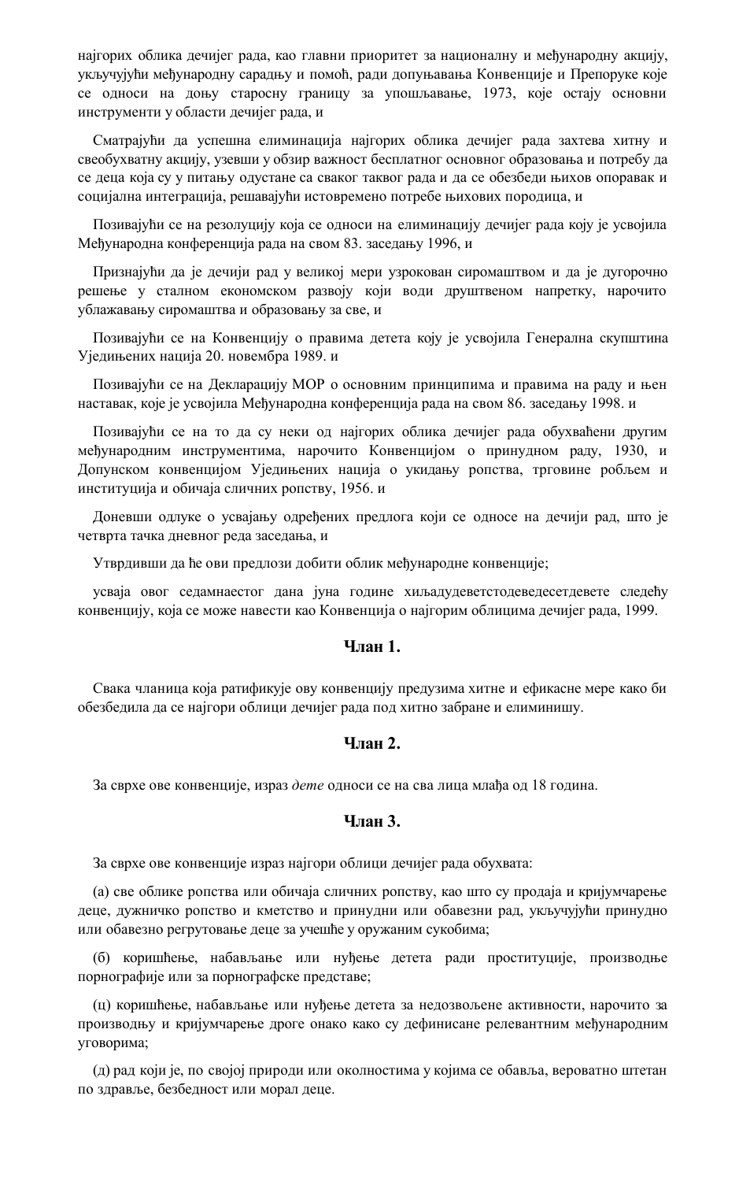најгорих облика дечијег рада, као главни приоритет за националну и међународну акцију, укључујући међународну сарадњу и помоћ, ради допуњавања Конвенције и Препоруке које се односи на доњу старосну границу за упошљавање, 1973, које остају основни инструменти у области дечијег рада, и

Сматрајући да успешна елиминација најгорих облика дечијег рада захтева хитну и свеобухватну акцију, узевши у обзир важност бесплатног основног образовања и потребу да се деца која су у питању одустане са сваког таквог рада и да се обезбеди њихов опоравак и социјална интеграција, решавајући истовремено потребе њихових породица, и

Позивајући се на резолуцију која се односи на елиминацију дечијег рада коју је усвојила Међународна конференција рада на свом 83. заседању 1996, и

Признајући да је дечији рад у великој мери узрокован сиромаштвом и да је дугорочно решење у сталном економском развоју који води друштвеном напретку, нарочито ублажавању сиромаштва и образовању за све, и

Позивајући се на Конвенцију о правима детета коју је усвојила Генерална скупштина Уједињених нација 20. новембра 1989. и

Позивајући се на Декларацију МОР о основним принципима и правима на раду и њен наставак, које је усвојила Међународна конференција рада на свом 86. заседању 1998. и

Позивајући се на то да су неки од најгорих облика дечијег рада обухваћени другим међународним инструментима, нарочито Конвенцијом о принудном раду, 1930, и Допунском конвенцијом Уједињених нација о укидању ропства, трговине робљем и институција и обичаја сличних ропству, 1956. и

Доневши одлуке о усвајању одређених предлога који се односе на дечији рад, што је четврта тачка дневног реда заседања, и

Утврдивши да ће ови предлози добити облик међународне конвенције;

усваја овог седамнаестог дана јуна године хиљадудеветстодеведесетдевете следећу конвенцију, која се може навести као Конвенција о најгорим облицима дечијег рада, 1999.

### Члан 1.

Свака чланица која ратификује ову конвенцију предузима хитне и ефикасне мере како би обезбедила да се најгори облици дечијег рада под хитно забране и елиминишу.

### Члан 2.

За сврхе ове конвенције, израз *дете* односи се на сва лица млађа од 18 година.

### Члан 3.

За сврхе ове конвенције израз најгори облици дечијег рада обухвата:

(а) све облике ропства или обичаја сличних ропству, као што су продаја и кријумчарење деце, дужничко ропство и кметство и принудни или обавезни рад, укључујући принудно или обавезно регрутовање деце за учешће у оружаним сукобима;

(б) коришћење, набављање или нуђење детета ради проституције, производње порнографије или за порнографске представе;

(ц) коришћење, набављање или нуђење детета за недозвољене активности, нарочито за производњу и кријумчарење дроге онако како су дефинисане релевантним међународним уговорима;

(д) рад који је, по својој природи или околностима у којима се обавља, вероватно штетан по здравље, безбедност или морал деце.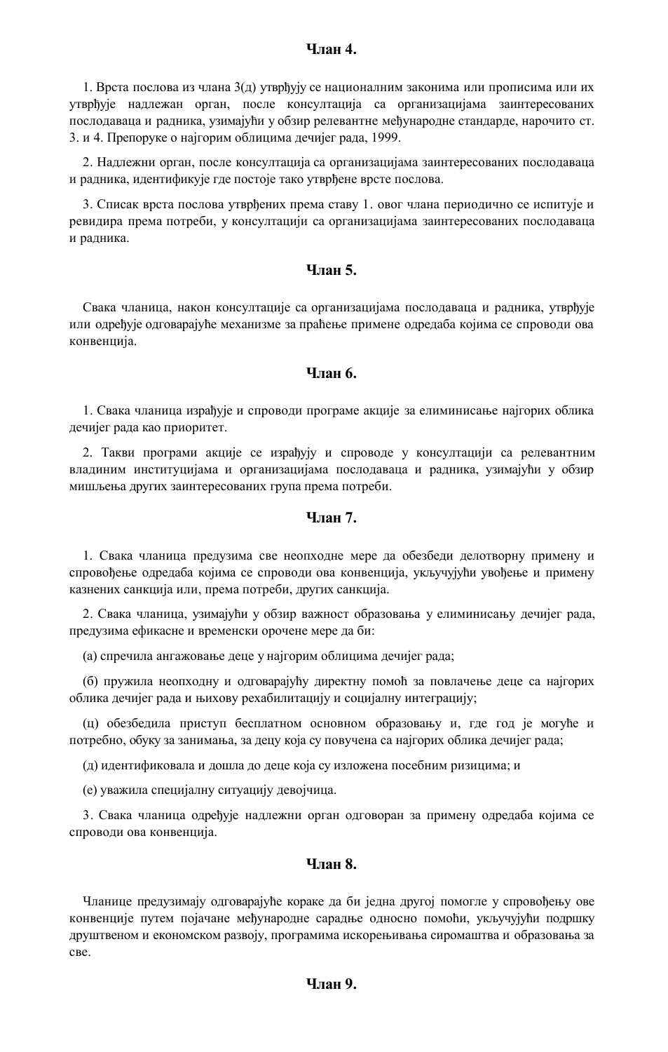## Члан 4.

1. Врста послова из члана 3(д) утврђују се националним законима или прописима или их утврђује надлежан орган, после консултација са организацијама заинтересованих послодаваца и радника, узимајући у обзир релевантне међународне стандарде, нарочито ст. 3. и 4. Препоруке о најгорим облицима дечијег рада, 1999.

2. Надлежни орган, после консултација са организацијама заинтересованих послодаваца и радника, идентификује где постоје тако утврђене врсте послова.

3. Списак врста послова утврђених према ставу 1. овог члана периодично се испитује и ревидира према потреби, у консултацији са организацијама заинтересованих послодаваца и радника.

## Члан 5.

Свака чланица, након консултације са организацијама послодаваца и радника, утврђује или одређује одговарајуће механизме за праћење примене одредаба којима се спроводи ова конвенција.

## Члан 6.

1. Свака чланица израђује и спроводи програме акције за елиминисање најгорих облика дечијег рада као приоритет.

2. Такви програми акције се израђују и спроводе у консултацији са релевантним владиним институцијама и организацијама послодаваца и радника, узимајући у обзир мишљења других заинтересованих група према потреби.

## Члан 7.

1. Свака чланица предузима све неопходне мере да обезбеди делотворну примену и спровођење одредаба којима се спроводи ова конвенција, укључујући увођење и примену казнених санкција или, према потреби, других санкција.

2. Свака чланица, узимајући у обзир важност образовања у елиминисању дечијег рада, предузима ефикасне и временски орочене мере да би:

(а) спречила ангажовање деце у најгорим облицима дечијег рада;

(б) пружила неопходну и одговарајућу директну помоћ за повлачење деце са најгорих облика дечијег рада и њихову рехабилитацију и социјалну интеграцију;

(ц) обезбедила приступ бесплатном основном образовању и, где год је могуће и потребно, обуку за занимања, за децу која су повучена са најгорих облика дечијег рада;

(д) идентификовала и дошла до деце која су изложена посебним ризицима; и

(е) уважила специјалну ситуацију девојчица.

3. Свака чланица одређује надлежни орган одговоран за примену одредаба којима се спроводи ова конвенција.

## Члан 8.

Чланице предузимају одговарајуће кораке да би једна другој помогле у спровођењу ове конвенције путем појачане међународне сарадње односно помоћи, укључујући подршку друштвеном и економском развоју, програмима искорењивања сиромаштва и образовања за све.

## Члан 9.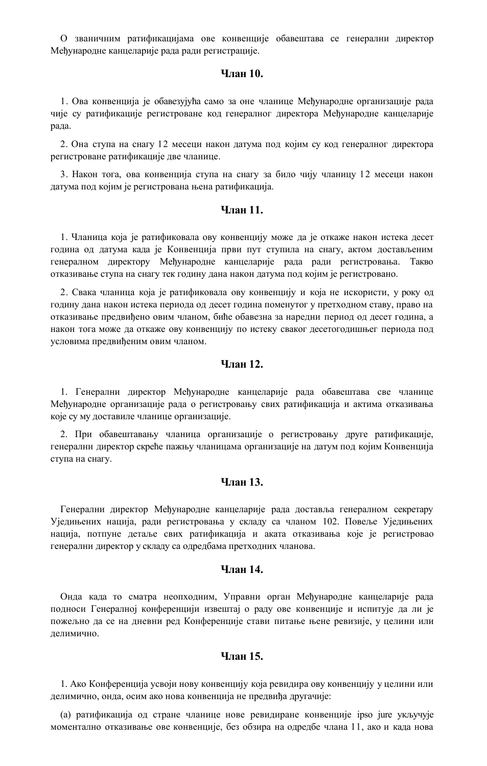О званичним ратификацијама ове конвенције обавештава се генерални директор Међународне канцеларије рада ради регистрације.

### Члан 10.

1. Ова конвенција је обавезујућа само за оне чланице Међународне организације рада чије су ратификације регистроване код генералног директора Међународне канцеларије рада.

2. Она ступа на снагу 12 месеци након датума под којим су код генералног директора регистроване ратификације две чланице.

3. Након тога, ова конвенција ступа на снагу за било чију чланицу 12 месеци након датума под којим је регистрована њена ратификација.

### Члан 11.

1. Чланица која је ратификовала ову конвенцију може да је откаже након истека десет година од датума када је Конвенција први пут ступила на снагу, актом достављеним генералном директору Међународне канцеларије рада ради регистровања. Такво отказивање ступа на снагу тек годину дана након датума под којим је регистровано.

2. Свака чланица која је ратификовала ову конвенцију и која не искористи, у року од годину дана након истека периода од десет година поменутог у претходном ставу, право на отказивање предвиђено овим чланом, биће обавезна за наредни период од десет година, а након тога може да откаже ову конвенцију по истеку сваког десетогодишњег периода под условима предвиђеним овим чланом.

### Члан 12.

1. Генерални директор Међународне канцеларије рада обавештава све чланице Међународне организације рада о регистровању свих ратификација и актима отказивања које су му доставиле чланице организације.

2. При обавештавању чланица организације о регистровању друге ратификације, генерални директор скреће пажњу чланицама организације на датум под којим Конвенција ступа на снагу.

### Члан 13.

Генерални директор Међународне канцеларије рада доставља генералном секретару Уједињених нација, ради регистровања у складу са чланом 102. Повеље Уједињених нација, потпуне детаље свих ратификација и аката отказивања које је регистровао генерални директор у складу са одредбама претходних чланова.

### Члан 14.

Онда када то сматра неопходним, Управни орган Међународне канцеларије рада подноси Генералној конференцији извештај о раду ове конвенције и испитује да ли је пожељно да се на дневни ред Конференције стави питање њене ревизије, у целини или делимично.

### Члан 15.

1. Ако Конференција усвоји нову конвенцију која ревидира ову конвенцију у целини или делимично, онда, осим ако нова конвенција не предвиђа другачије:

(а) ратификација од стране чланице нове ревидиране конвенције ipso jure укључује моментално отказивање ове конвенције, без обзира на одредбе члана 11, ако и када нова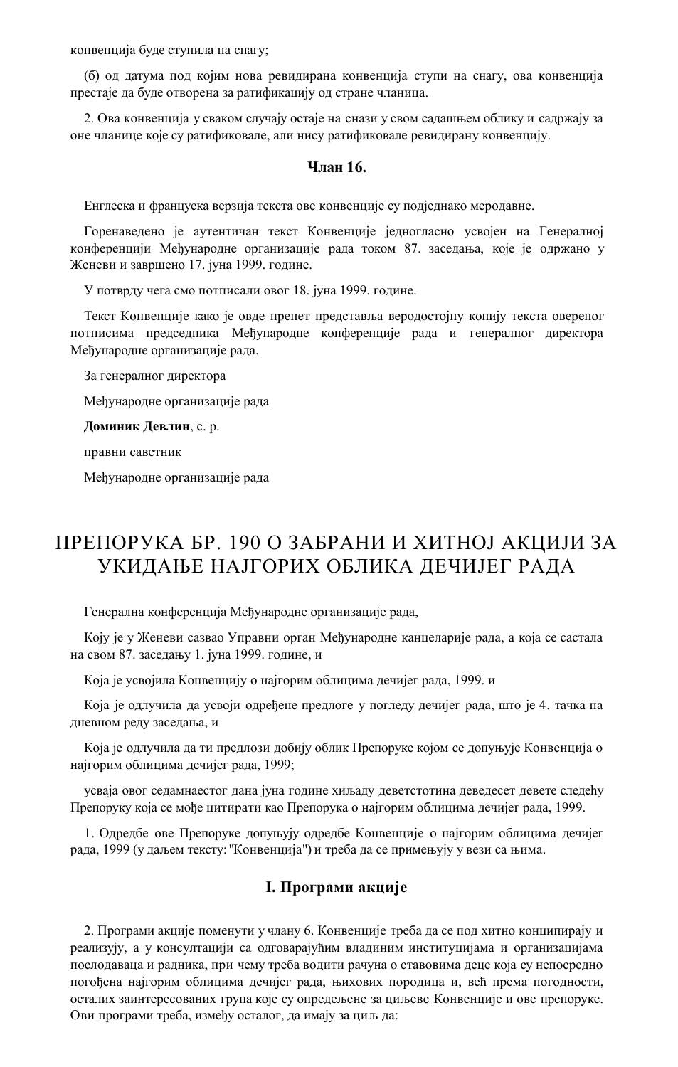конвенција буде ступила на снагу;

(б) од датума под којим нова ревидирана конвенција ступи на снагу, ова конвенција престаје да буде отворена за ратификацију од стране чланица.

2. Ова конвенција у сваком случају остаје на снази у свом садашњем облику и садржају за оне чланице које су ратификовале, али нису ратификовале ревидирану конвенцију.

### Члан 16.

Енглеска и француска верзија текста ове конвенције су подједнако меродавне.

Горенаведено је аутентичан текст Конвенције једногласно усвојен на Генералној конференцији Међународне организације рада током 87. заседања, које је одржано у Женеви и завршено 17. јуна 1999. године.

У потврду чега смо потписали овог 18. јуна 1999. године.

Текст Конвенције како је овде пренет представља веродостојну копију текста овереног потписима председника Међународне конференције рада и генералног директора Међународне организације рада.

За генералног директора

Међународне организације рада

**Доминик Девлин**, с. р.

правни саветник

Међународне организације рада

# ПРЕПОРУКА БР. 190 О ЗАБРАНИ И ХИТНОЈ АКЦИЈИ ЗА УКИДАЊЕ НАЈГОРИХ ОБЛИКА ДЕЧИЈЕГ РАДА

Генерална конференција Међународне организације рада,

Коју је у Женеви сазвао Управни орган Међународне канцеларије рада, а која се састала на свом 87. заседању 1. јуна 1999. године, и

Која је усвојила Конвенцију о најгорим облицима дечијег рада, 1999. и

Која је одлучила да усвоји одређене предлоге у погледу дечијег рада, што је 4. тачка на дневном реду заседања, и

Која је одлучила да ти предлози добију облик Препоруке којом се допуњује Конвенција о најгорим облицима дечијег рада, 1999;

усваја овог седамнаестог дана јуна године хиљаду деветстотина деведесет девете следећу Препоруку која се може цитирати као Препорука о најгорим облицима дечијег рада, 1999.

1. Одредбе ове Препоруке допуњују одредбе Конвенције о најгорим облицима дечијег рада, 1999 (у даљем тексту: "Конвенција") и треба да се примењују у вези са њима.

### I. Програми акције

2. Програми акције поменути у члану 6. Конвенције треба да се под хитно конципирају и реализују, а у консултацији са одговарајућим владиним институцијама и организацијама послодаваца и радника, при чему треба водити рачуна о ставовима деце која су непосредно погођена најгорим облицима дечијег рада, њихових породица и, већ према погодности, осталих заинтересованих група које су опредељене за циљеве Конвенције и ове препоруке. Ови програми треба, између осталог, да имају за циљ да: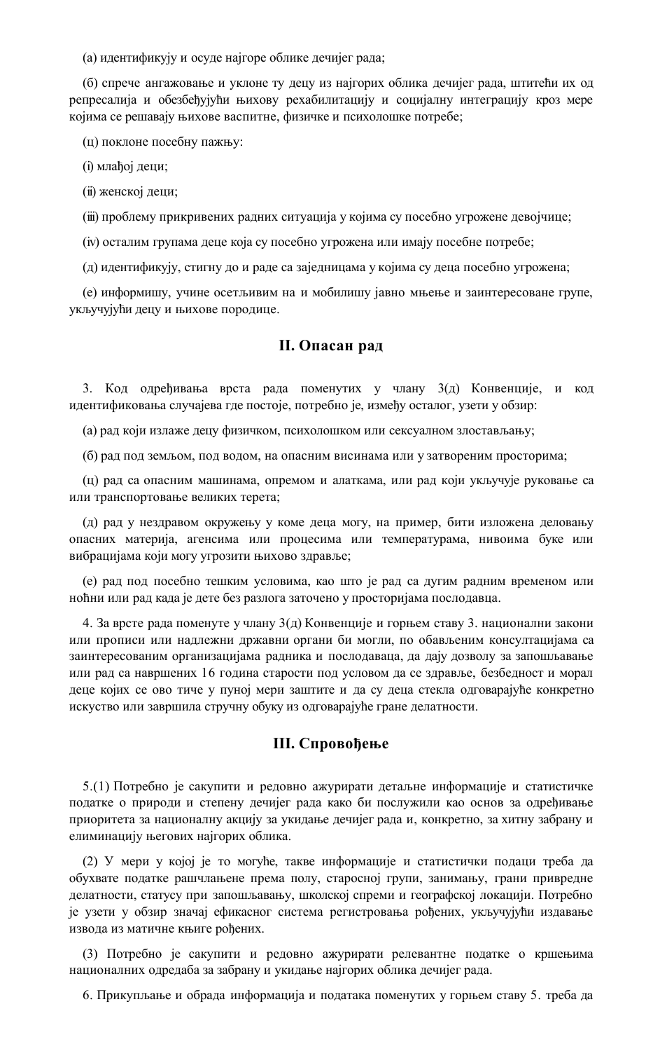(а) идентификују и осуде најгоре облике дечијег рада;

(б) спрече ангажовање и уклоне ту децу из најгорих облика дечијег рада, штитећи их од репресалија и обезбеђујући њихову рехабилитацију и социјалну интеграцију кроз мере којима се решавају њихове васпитне, физичке и психолошке потребе;

(ц) поклоне посебну пажњу:

(i) млађој деци;

(ii) женској деци;

(iii) проблему прикривених радних ситуација у којима су посебно угрожене девојчице;

(iv) осталим групама деце која су посебно угрожена или имају посебне потребе;

(д) идентификују, стигну до и раде са заједницама у којима су деца посебно угрожена;

(е) информишу, учине осетљивим на и мобилишу јавно мњење и заинтересоване групе, укључујући децу и њихове породице.

## II. Опасан рад

3. Код одређивања врста рада поменутих у члану 3(д) Конвенције, и код идентификовања случајева где постоје, потребно је, између осталог, узети у обзир:

(а) рад који излаже децу физичком, психолошком или сексуалном злостављању;

(б) рад под земљом, под водом, на опасним висинама или у затвореним просторима;

(ц) рад са опасним машинама, опремом и алаткама, или рад који укључује руковање са или транспортовање великих терета;

(д) рад у нездравом окружењу у коме деца могу, на пример, бити изложена деловању опасних материја, агенсима или процесима или температурама, нивоима буке или вибрацијама који могу угрозити њихово здравље;

(е) рад под посебно тешким условима, као што је рад са дугим радним временом или ноћни или рад када је дете без разлога заточено у просторијама послодавца.

4. За врсте рада поменуте у члану 3(д) Конвенције и горњем ставу 3. национални закони или прописи или надлежни државни органи би могли, по обављеним консултацијама са заинтересованим организацијама радника и послодаваца, да дају дозволу за запошљавање или рад са навршених 16 година старости под условом да се здравље, безбедност и морал деце којих се ово тиче у пуној мери заштите и да су деца стекла одговарајуће конкретно искуство или завршила стручну обуку из одговарајуће гране делатности.

## III. Спровођење

5.(1) Потребно је сакупити и редовно ажурирати детаљне информације и статистичке податке о природи и степену дечијег рада како би послужили као основ за одређивање приоритета за националну акцију за укидање дечијег рада и, конкретно, за хитну забрану и елиминацију његових најгорих облика.

(2) У мери у којој је то могуће, такве информације и статистички подаци треба да обухвате податке рашчлањене према полу, старосној групи, занимању, грани привредне делатности, статусу при запошљавању, школској спреми и географској локацији. Потребно је узети у обзир значај ефикасног система регистровања рођених, укључујући издавање извода из матичне књиге рођених.

(3) Потребно је сакупити и редовно ажурирати релевантне податке о кршењима националних одредаба за забрану и укидање најгорих облика дечијег рада.

6. Прикупљање и обрада информација и података поменутих у горњем ставу 5. треба да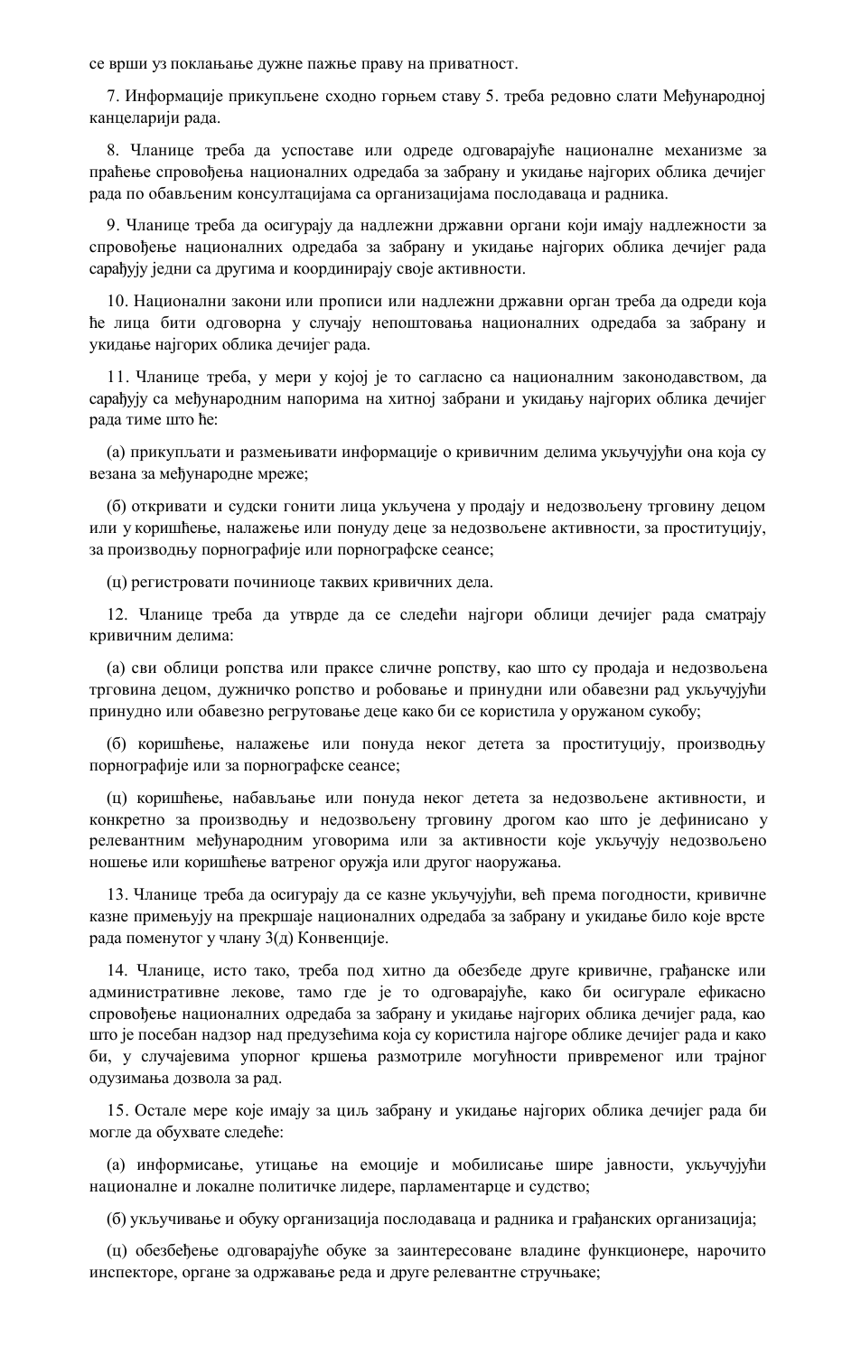се врши уз поклањање дужне пажње праву на приватност.

7. Информације прикупљене сходно горњем ставу 5. треба редовно слати Међународној канцеларији рада.

8. Чланице треба да успоставе или одреде одговарајуће националне механизме за праћење спровођења националних одредаба за забрану и укидање најгорих облика дечијег рада по обављеним консултацијама са организацијама послодаваца и радника.

9. Чланице треба да осигурају да надлежни државни органи који имају надлежности за спровођење националних одредаба за забрану и укидање најгорих облика дечијег рада сарађују једни са другима и координирају своје активности.

10. Национални закони или прописи или надлежни државни орган треба да одреди која ће лица бити одговорна у случају непоштовања националних одредаба за забрану и укидање најгорих облика дечијег рада.

11. Чланице треба, у мери у којој је то сагласно са националним законодавством, да сарађују са међународним напорима на хитној забрани и укидању најгорих облика дечијег рада тиме што ће:

(а) прикупљати и размењивати информације о кривичним делима укључујући она која су везана за међународне мреже;

(б) откривати и судски гонити лица укључена у продају и недозвољену трговину децом или у коришћење, налажење или понуду деце за недозвољене активности, за проституцију, за производњу порнографије или порнографске сеансе;

(ц) регистровати починиоце таквих кривичних дела.

12. Чланице треба да утврде да се следећи најгори облици дечијег рада сматрају кривичним делима:

(а) сви облици ропства или праксе сличне ропству, као што су продаја и недозвољена трговина децом, дужничко ропство и робовање и принудни или обавезни рад укључујући принудно или обавезно регрутовање деце како би се користила у оружаном сукобу;

(б) коришћење, налажење или понуда неког детета за проституцију, производњу порнографије или за порнографске сеансе;

(ц) коришћење, набављање или понуда неког детета за недозвољене активности, и конкретно за производњу и недозвољену трговину дрогом као што је дефинисано у релевантним међународним уговорима или за активности које укључују недозвољено ношење или коришћење ватреног оружја или другог наоружања.

13. Чланице треба да осигурају да се казне укључујући, већ према погодности, кривичне казне примењују на прекршаје националних одредаба за забрану и укидање било које врсте рада поменутог у члану 3(д) Конвенције.

14. Чланице, исто тако, треба под хитно да обезбеде друге кривичне, грађанске или административне лекове, тамо где је то одговарајуће, како би осигурале ефикасно спровођење националних одредаба за забрану и укидање најгорих облика дечијег рада, као што је посебан надзор над предузећима која су користила најгоре облике дечијег рада и како би, у случајевима упорног кршења размотриле могућности привременог или трајног одузимања дозвола за рад.

15. Остале мере које имају за циљ забрану и укидање најгорих облика дечијег рада би могле да обухвате следеће:

(а) информисање, утицање на емоције и мобилисање шире јавности, укључујући националне и локалне политичке лидере, парламентарце и судство;

(б) укључивање и обуку организација послодаваца и радника и грађанских организација;

(ц) обезбеђење одговарајуће обуке за заинтересоване владине функционере, нарочито инспекторе, органе за одржавање реда и друге релевантне стручњаке;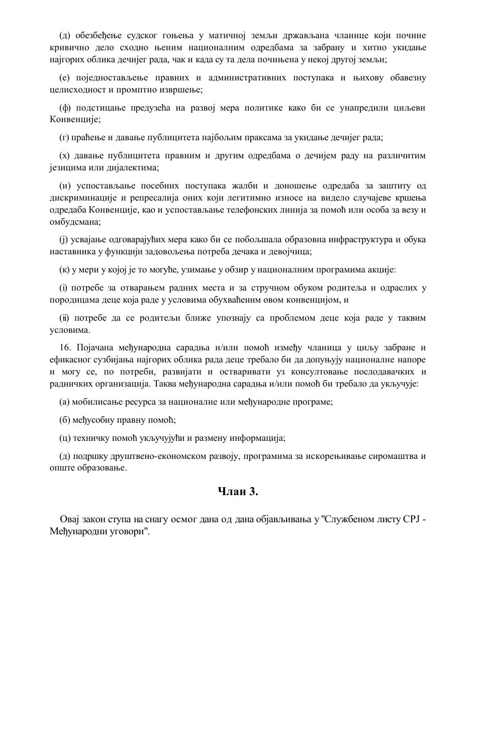(д) обезбеђење судског гоњења у матичној земљи држављана чланице који почине кривично дело сходно њеним националним одредбама за забрану и хитно укидање најгорих облика дечијег рада, чак и када су та дела почињена у некој другој земљи;

(е) поједностављење правних и административних поступака и њихову обавезну целисходност и промптно извршење;

(ф) подстицање предузећа на развој мера политике како би се унапредили циљеви Конвенције;

(г) праћење и давање публицитета најбољим праксама за укидање дечијег рада;

(х) давање публицитета правним и другим одредбама о дечијем раду на различитим језицима или дијалектима;

(и) успостављање посебних поступака жалби и доношење одредаба за заштиту од дискриминације и репресалија оних који легитимно износе на видело случајеве кршења одредаба Конвенције, као и успостављање телефонских линија за помоћ или особа за везу и омбудсмана;

(ј) усвајање одговарајућих мера како би се побољшала образовна инфраструктура и обука наставника у функцији задовољења потреба дечака и девојчица;

(к) у мери у којој је то могуће, узимање у обзир у националним програмима акције:

(i) потребе за отварањем радних места и за стручном обуком родитеља и одраслих у породицама деце која раде у условима обухваћеним овом конвенцијом, и

(ii) потребе да се родитељи ближе упознају са проблемом деце која раде у таквим условима.

16. Појачана међународна сарадња и/или помоћ између чланица у циљу забране и ефикасног сузбијања најгорих облика рада деце требало би да допуњују националне напоре и могу се, по потреби, развијати и остваривати уз консултовање послодавачких и радничких организација. Таква међународна сарадња и/или помоћ би требало да укључује:

(а) мобилисање ресурса за националне или међународне програме;

(б) међусобну правну помоћ;

(ц) техничку помоћ укључујући и размену информација;

(д) подршку друштвено-економском развоју, програмима за искорењивање сиромаштва и опште образовање.

## Члан 3.

Овај закон ступа на снагу осмог дана од дана објављивања у "Службеном листу СРЈ - Међународни уговори".